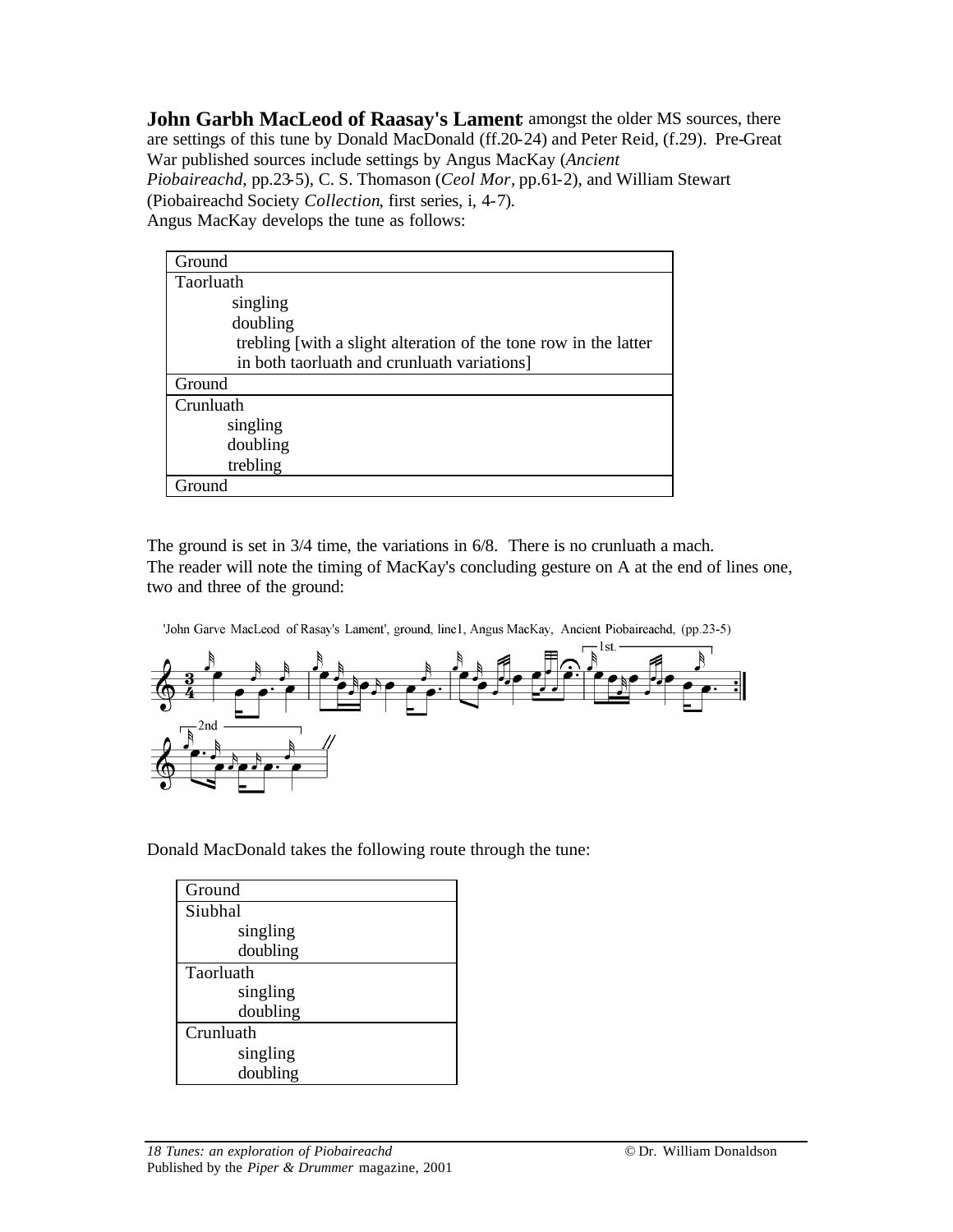**John Garbh MacLeod of Raasay's Lament**: amongst the older MS sources, there are settings of this tune by Donald MacDonald (ff.20-24) and Peter Reid, (f.29). Pre-Great War published sources include settings by Angus MacKay (*Ancient Piobaireachd*, pp.23-5), C. S. Thomason (*Ceol Mor*, pp.61-2), and William Stewart (Piobaireachd Society *Collection*, first series, i, 4-7).

Angus MacKay develops the tune as follows:

| Ground |
|---|
| Taorluath<br>singling<br>doubling<br>trebling [with a slight alteration of the tone row in the latter in both taorluath and crunluath variations] |
| Ground |
| Crunluath<br>singling<br>doubling<br>trebling |
| Ground |

The ground is set in 3/4 time, the variations in 6/8. There is no crunluath a mach.

The reader will note the timing of MacKay's concluding gesture on A at the end of lines one, two and three of the ground:

'John Garve MacLeod of Rasay's Lament', ground, line1, Angus MacKay, Ancient Piobaireachd, (pp.23-5)

Donald MacDonald takes the following route through the tune:

| Ground |
|---|
| Siubhal<br>singling<br>doubling |
| Taorluath<br>singling<br>doubling |
| Crunluath<br>singling<br>doubling |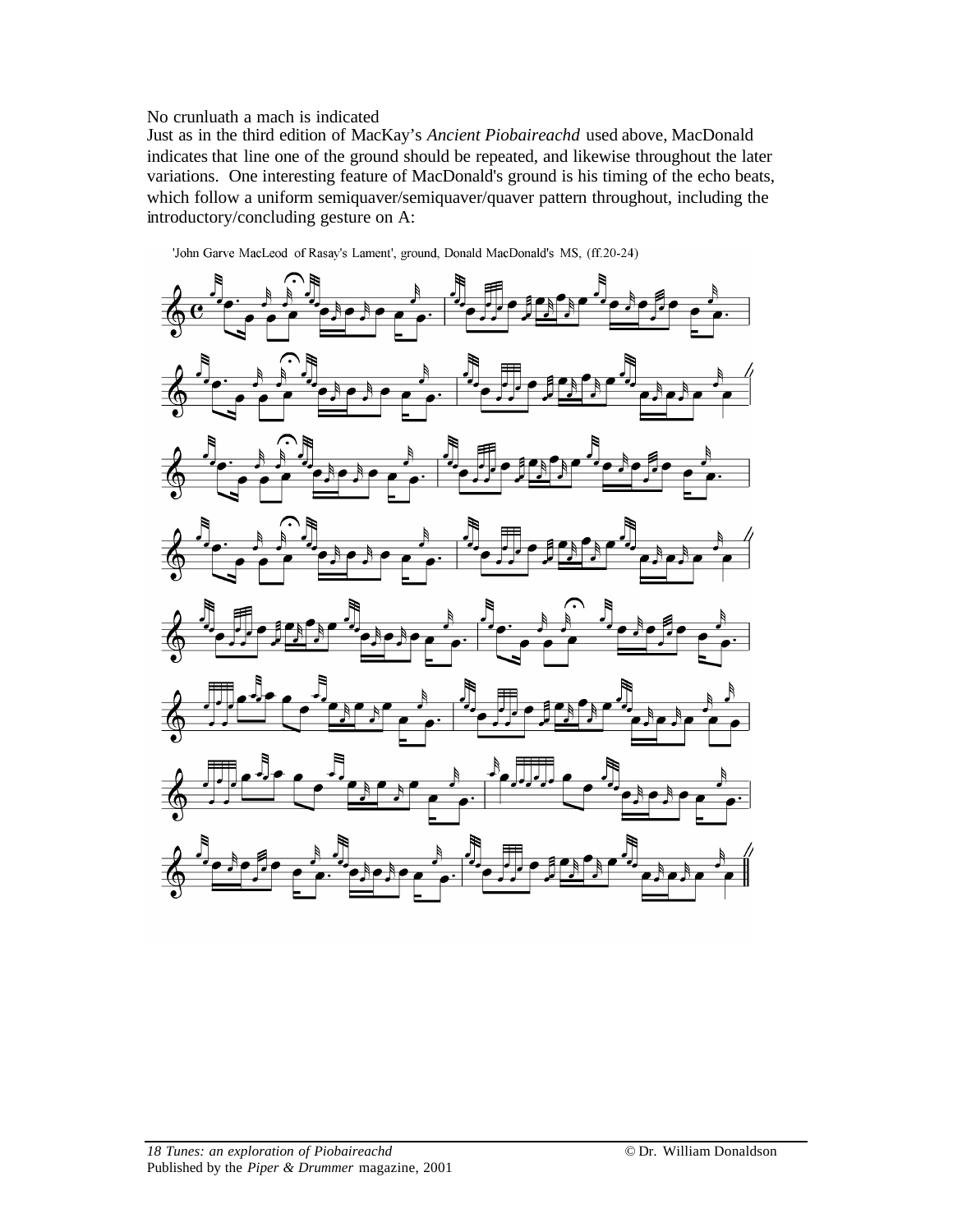No crunluath a mach is indicated

Just as in the third edition of MacKay's *Ancient Piobaireachd* used above, MacDonald indicates that line one of the ground should be repeated, and likewise throughout the later variations. One interesting feature of MacDonald's ground is his timing of the echo beats, which follow a uniform semiquaver/semiquaver/quaver pattern throughout, including the introductory/concluding gesture on A:

'John Garve MacLeod of Rasay's Lament', ground, Donald MacDonald's MS, (ff.20-24)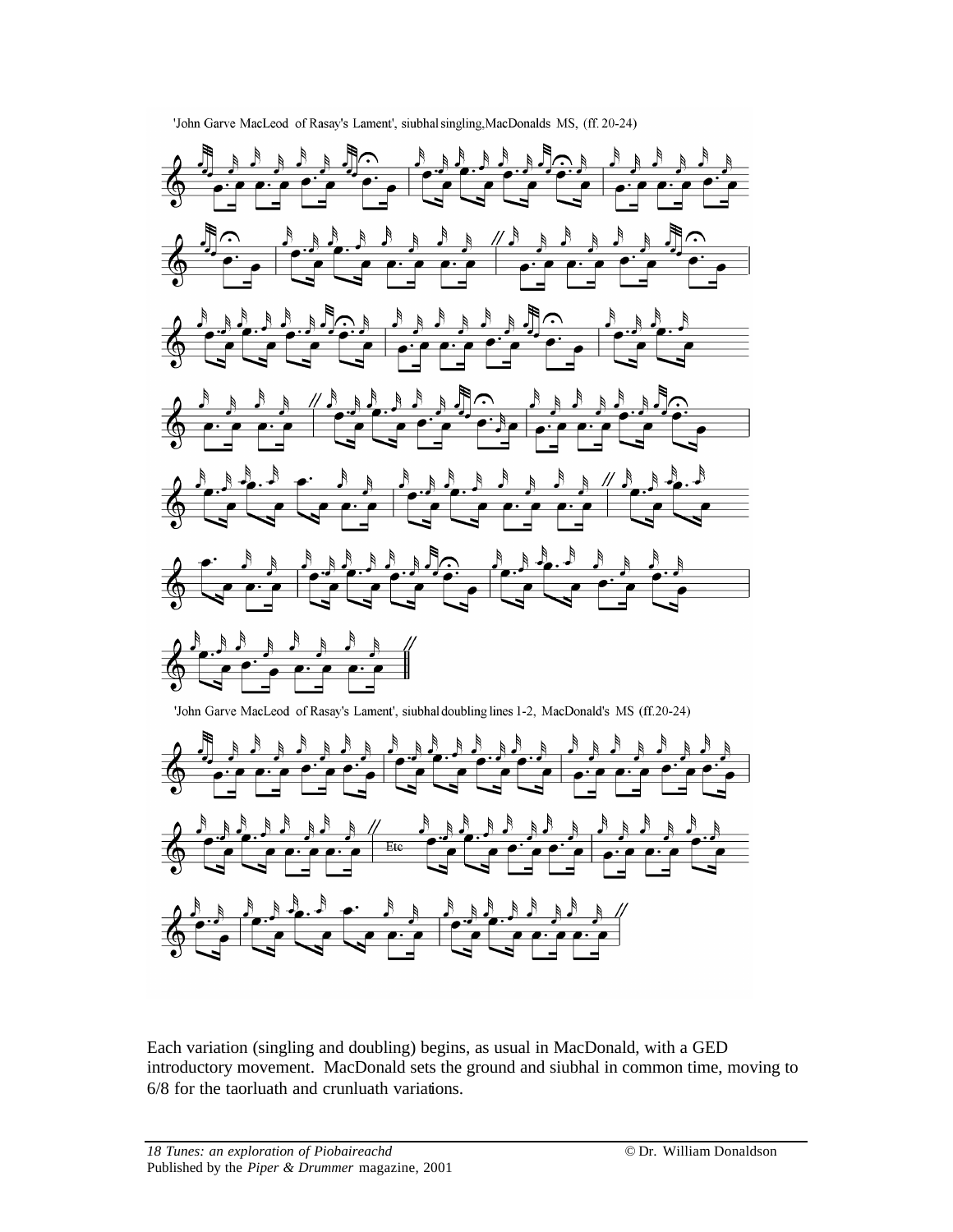'John Garve MacLeod of Rasay's Lament', siubhal singling, MacDonalds MS, (ff. 20-24)

'John Garve MacLeod of Rasay's Lament', siubhal doubling lines 1-2, MacDonald's MS (ff.20-24)

Each variation (singling and doubling) begins, as usual in MacDonald, with a GED introductory movement. MacDonald sets the ground and siubhal in common time, moving to 6/8 for the taorluath and crunluath variations.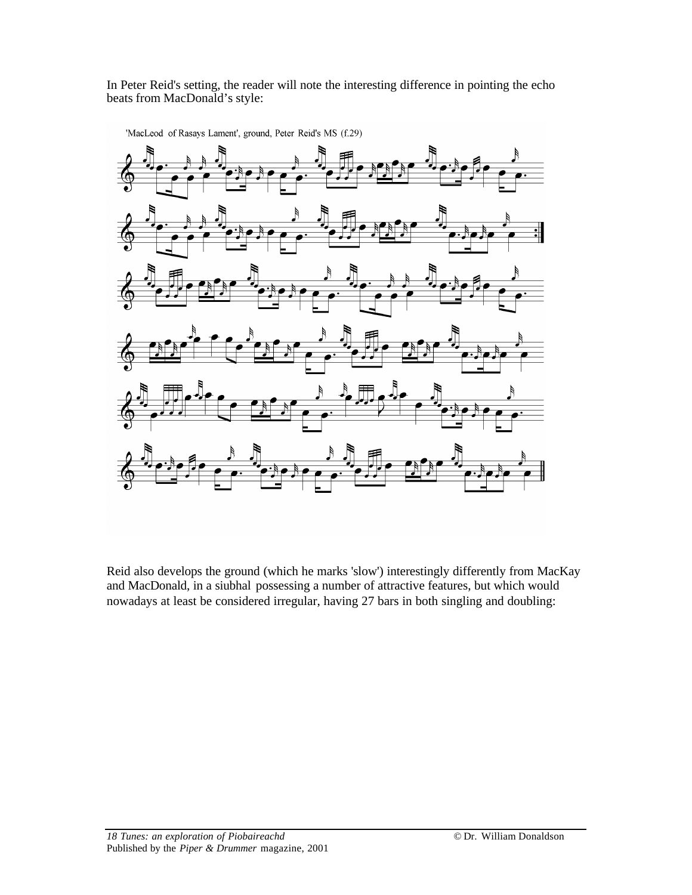In Peter Reid's setting, the reader will note the interesting difference in pointing the echo beats from MacDonald's style:

'MacLeod of Rasays Lament', ground, Peter Reid's MS (f.29)

Reid also develops the ground (which he marks 'slow') interestingly differently from MacKay and MacDonald, in a siubhal possessing a number of attractive features, but which would nowadays at least be considered irregular, having 27 bars in both singling and doubling: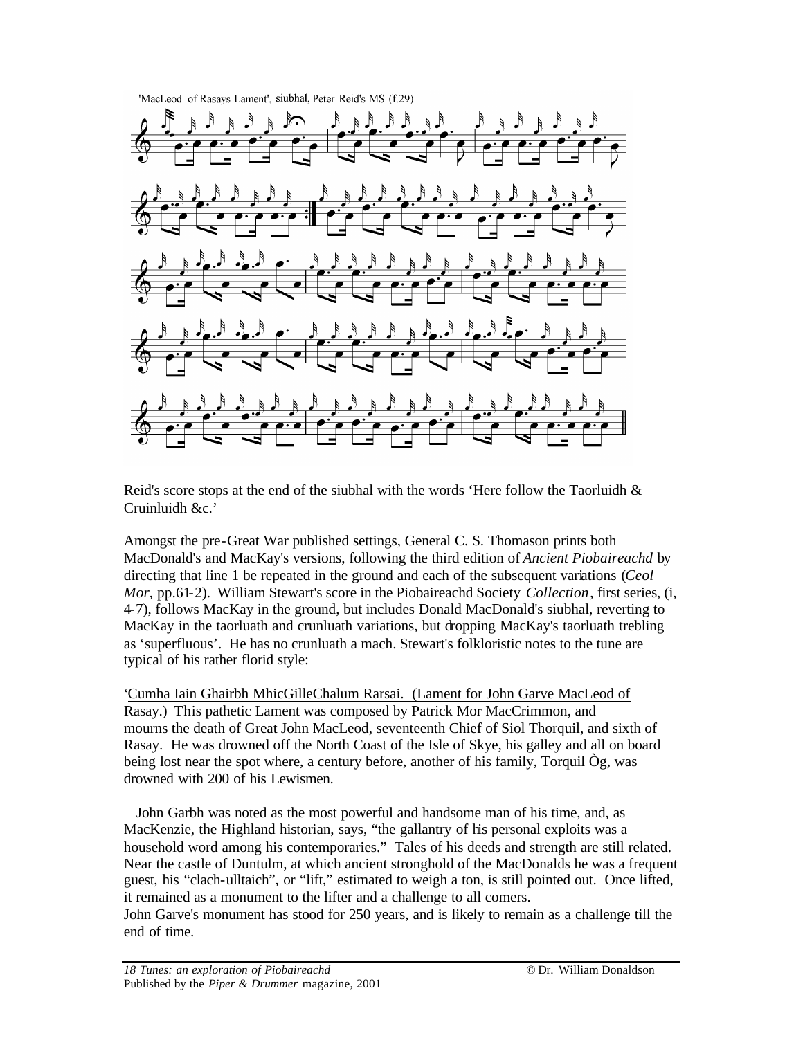'MacLeod of Rasays Lament', siubhal, Peter Reid's MS (f.29)

Reid's score stops at the end of the siubhal with the words 'Here follow the Taorluidh & Cruinluidh &c.'

Amongst the pre-Great War published settings, General C. S. Thomason prints both MacDonald's and MacKay's versions, following the third edition of *Ancient Piobaireachd* by directing that line 1 be repeated in the ground and each of the subsequent variations (*Ceol Mor*, pp.61-2). William Stewart's score in the Piobaireachd Society *Collection*, first series, (i, 4-7), follows MacKay in the ground, but includes Donald MacDonald's siubhal, reverting to MacKay in the taorluath and crunluath variations, but dropping MacKay's taorluath trebling as 'superfluous'. He has no crunluath a mach. Stewart's folkloristic notes to the tune are typical of his rather florid style:

'Cumha Iain Ghairbh MhicGilleChalum Rarsai. (Lament for John Garve MacLeod of Rasay.) This pathetic Lament was composed by Patrick Mor MacCrimmon, and mourns the death of Great John MacLeod, seventeenth Chief of Siol Thorquil, and sixth of Rasay. He was drowned off the North Coast of the Isle of Skye, his galley and all on board being lost near the spot where, a century before, another of his family, Torquil Òg, was drowned with 200 of his Lewismen.

John Garbh was noted as the most powerful and handsome man of his time, and, as MacKenzie, the Highland historian, says, "the gallantry of his personal exploits was a household word among his contemporaries." Tales of his deeds and strength are still related. Near the castle of Duntulm, at which ancient stronghold of the MacDonalds he was a frequent guest, his "clach-ulltaich", or "lift," estimated to weigh a ton, is still pointed out. Once lifted, it remained as a monument to the lifter and a challenge to all comers.
John Garve's monument has stood for 250 years, and is likely to remain as a challenge till the end of time.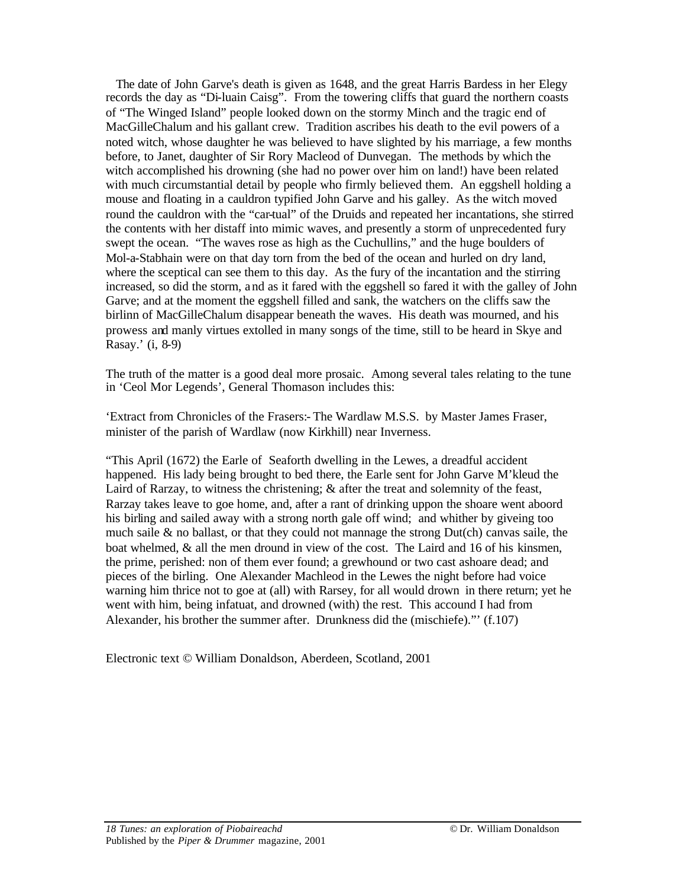The date of John Garve's death is given as 1648, and the great Harris Bardess in her Elegy records the day as "Di-luain Caisg". From the towering cliffs that guard the northern coasts of "The Winged Island" people looked down on the stormy Minch and the tragic end of MacGilleChalum and his gallant crew. Tradition ascribes his death to the evil powers of a noted witch, whose daughter he was believed to have slighted by his marriage, a few months before, to Janet, daughter of Sir Rory Macleod of Dunvegan. The methods by which the witch accomplished his drowning (she had no power over him on land!) have been related with much circumstantial detail by people who firmly believed them. An eggshell holding a mouse and floating in a cauldron typified John Garve and his galley. As the witch moved round the cauldron with the "car-tual" of the Druids and repeated her incantations, she stirred the contents with her distaff into mimic waves, and presently a storm of unprecedented fury swept the ocean. "The waves rose as high as the Cuchullins," and the huge boulders of Mol-a-Stabhain were on that day torn from the bed of the ocean and hurled on dry land, where the sceptical can see them to this day. As the fury of the incantation and the stirring increased, so did the storm, and as it fared with the eggshell so fared it with the galley of John Garve; and at the moment the eggshell filled and sank, the watchers on the cliffs saw the birlinn of MacGilleChalum disappear beneath the waves. His death was mourned, and his prowess and manly virtues extolled in many songs of the time, still to be heard in Skye and Rasay.' (i, 8-9)

The truth of the matter is a good deal more prosaic. Among several tales relating to the tune in 'Ceol Mor Legends', General Thomason includes this:

'Extract from Chronicles of the Frasers:- The Wardlaw M.S.S. by Master James Fraser, minister of the parish of Wardlaw (now Kirkhill) near Inverness.

"This April (1672) the Earle of Seaforth dwelling in the Lewes, a dreadful accident happened. His lady being brought to bed there, the Earle sent for John Garve M'kleud the Laird of Rarzay, to witness the christening; & after the treat and solemnity of the feast, Rarzay takes leave to goe home, and, after a rant of drinking uppon the shoare went aboord his birling and sailed away with a strong north gale off wind; and whither by giveing too much saile & no ballast, or that they could not mannage the strong Dut(ch) canvas saile, the boat whelmed, & all the men dround in view of the cost. The Laird and 16 of his kinsmen, the prime, perished: non of them ever found; a grewhound or two cast ashoare dead; and pieces of the birling. One Alexander Machleod in the Lewes the night before had voice warning him thrice not to goe at (all) with Rarsey, for all would drown in there return; yet he went with him, being infatuat, and drowned (with) the rest. This accound I had from Alexander, his brother the summer after. Drunkness did the (mischiefe)."' (f.107)

Electronic text © William Donaldson, Aberdeen, Scotland, 2001